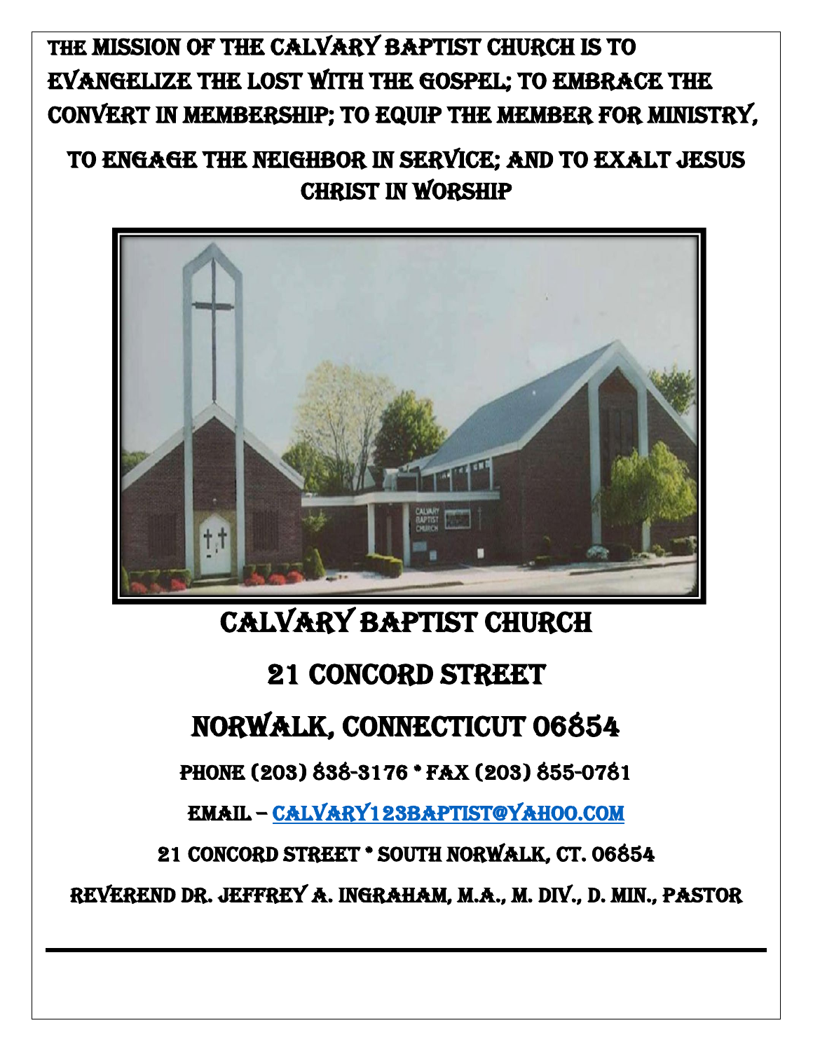# THE MISSION OF THE CALVARY BAPTIST CHURCH IS TO EVANGELIZE THE LOST WITH THE GOSPEL; TO EMBRACE THE CONVERT IN MEMBERSHIP; TO EQUIP THE MEMBER FOR MINISTRY,

# TO ENGAGE THE NEIGHBOR IN SERVICE; AND TO EXALT JESUS CHRIST IN WORSHIP

# CALVARY BAPTIST CHURCH

# 21 CONCORD STREET

# NORWALK, CONNECTICUT 06854

PHONE (203) 838-3176 * FAX (203) 855-0781

EMAIL – CALVARY123BAPTIST@YAHOO.COM

21 CONCORD STREET * SOUTH NORWALK, CT. 06854

REVEREND DR. JEFFREY A. INGRAHAM, M.A., M. DIV., D. MIN., PASTOR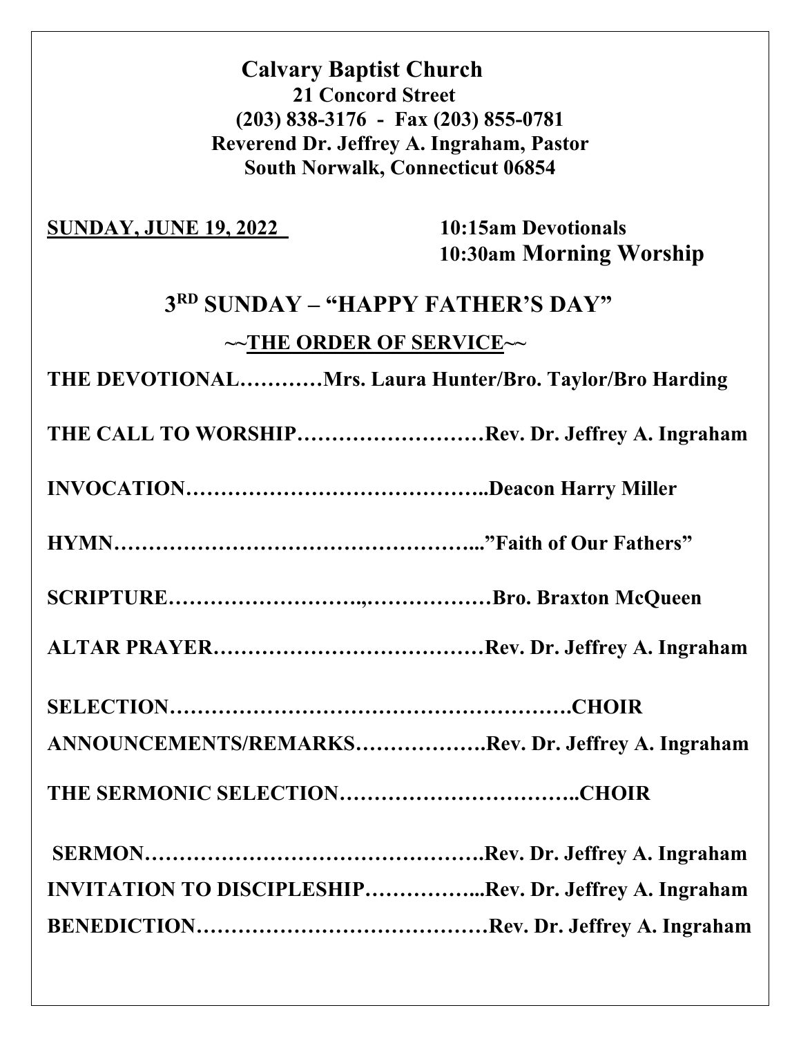**Calvary Baptist Church**
**21 Concord Street**
**(203) 838-3176 - Fax (203) 855-0781**
**Reverend Dr. Jeffrey A. Ingraham, Pastor**
**South Norwalk, Connecticut 06854**

**SUNDAY, JUNE 19, 2022** **10:15am Devotionals**
**10:30am Morning Worship**

## 3RD SUNDAY – "HAPPY FATHER'S DAY"

### ~~THE ORDER OF SERVICE~~

**THE DEVOTIONAL…………Mrs. Laura Hunter/Bro. Taylor/Bro Harding**

**THE CALL TO WORSHIP………………………Rev. Dr. Jeffrey A. Ingraham**

**INVOCATION……………………………………..Deacon Harry Miller**

**HYMN……………………………………………..."Faith of Our Fathers"**

**SCRIPTURE………………………,………………Bro. Braxton McQueen**

**ALTAR PRAYER…………………………………Rev. Dr. Jeffrey A. Ingraham**

**SELECTION…………………………………………………CHOIR**

**ANNOUNCEMENTS/REMARKS……………….Rev. Dr. Jeffrey A. Ingraham**

**THE SERMONIC SELECTION……………………………..CHOIR**

**SERMON………………………………………….Rev. Dr. Jeffrey A. Ingraham**

**INVITATION TO DISCIPLESHIP……………...Rev. Dr. Jeffrey A. Ingraham**

**BENEDICTION……………………………………Rev. Dr. Jeffrey A. Ingraham**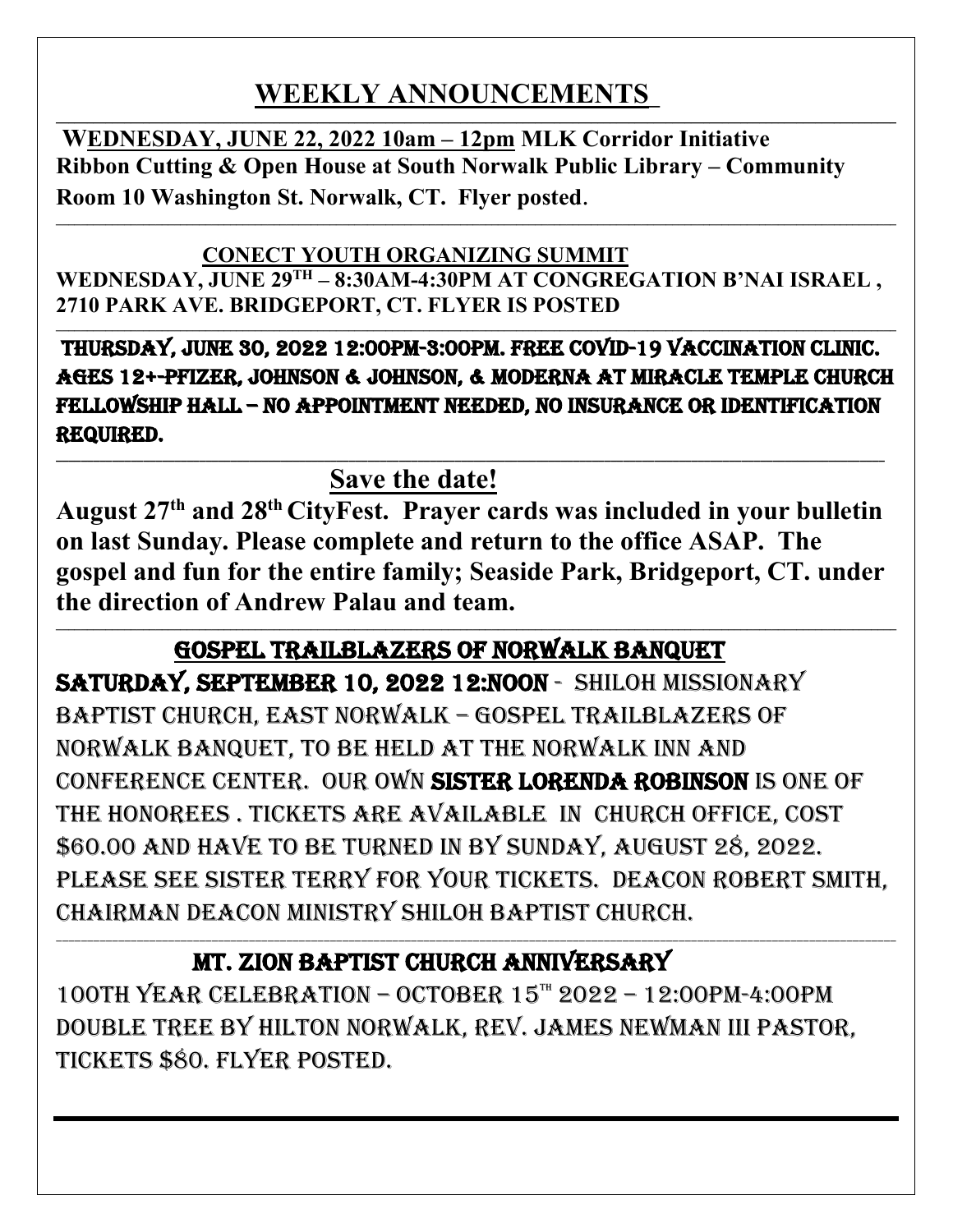# WEEKLY ANNOUNCEMENTS

**WEDNESDAY, JUNE 22, 2022 10am – 12pm MLK Corridor Initiative Ribbon Cutting & Open House at South Norwalk Public Library – Community Room 10 Washington St. Norwalk, CT. Flyer posted**.

---

**CONECT YOUTH ORGANIZING SUMMIT**

**WEDNESDAY, JUNE 29TH – 8:30AM-4:30PM AT CONGREGATION B'NAI ISRAEL, 2710 PARK AVE. BRIDGEPORT, CT. FLYER IS POSTED**

---

**THURSDAY, JUNE 30, 2022 12:00PM-3:00PM. FREE COVID-19 VACCINATION CLINIC. AGES 12+-PFIZER, JOHNSON & JOHNSON, & MODERNA AT MIRACLE TEMPLE CHURCH FELLOWSHIP HALL – NO APPOINTMENT NEEDED, NO INSURANCE OR IDENTIFICATION REQUIRED.**

---

**Save the date!**

**August 27th and 28th CityFest. Prayer cards was included in your bulletin on last Sunday. Please complete and return to the office ASAP. The gospel and fun for the entire family; Seaside Park, Bridgeport, CT. under the direction of Andrew Palau and team.**

---

**GOSPEL TRAILBLAZERS OF NORWALK BANQUET**

**SATURDAY, SEPTEMBER 10, 2022 12:NOON** - SHILOH MISSIONARY BAPTIST CHURCH, EAST NORWALK – GOSPEL TRAILBLAZERS OF NORWALK BANQUET, TO BE HELD AT THE NORWALK INN AND CONFERENCE CENTER. OUR OWN **SISTER LORENDA ROBINSON** IS ONE OF THE HONOREES. TICKETS ARE AVAILABLE IN CHURCH OFFICE, COST $60.00 AND HAVE TO BE TURNED IN BY SUNDAY, AUGUST 28, 2022. PLEASE SEE SISTER TERRY FOR YOUR TICKETS. DEACON ROBERT SMITH, CHAIRMAN DEACON MINISTRY SHILOH BAPTIST CHURCH.

---

**MT. ZION BAPTIST CHURCH ANNIVERSARY**

100TH YEAR CELEBRATION – OCTOBER 15TH 2022 – 12:00PM-4:00PM DOUBLE TREE BY HILTON NORWALK, REV. JAMES NEWMAN III PASTOR, TICKETS $80. FLYER POSTED.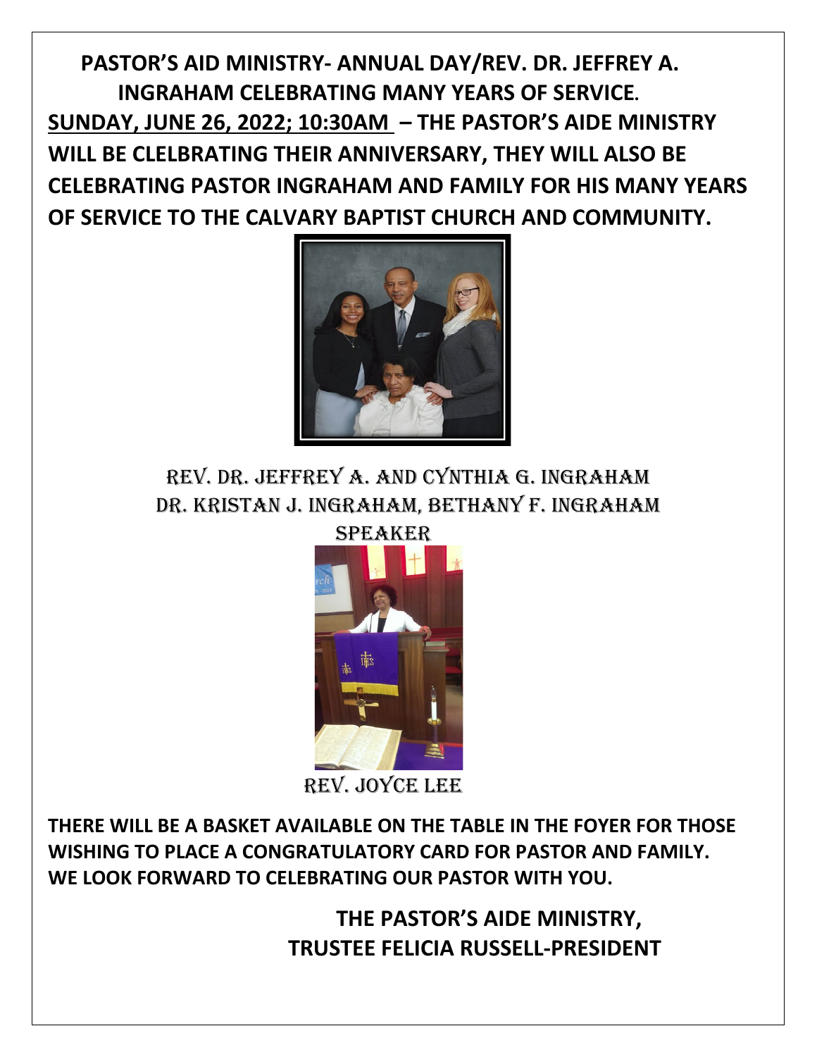**PASTOR'S AID MINISTRY- ANNUAL DAY/REV. DR. JEFFREY A. INGRAHAM CELEBRATING MANY YEARS OF SERVICE.**

**<u>SUNDAY, JUNE 26, 2022; 10:30AM</u> – THE PASTOR'S AIDE MINISTRY WILL BE CLELBRATING THEIR ANNIVERSARY, THEY WILL ALSO BE CELEBRATING PASTOR INGRAHAM AND FAMILY FOR HIS MANY YEARS OF SERVICE TO THE CALVARY BAPTIST CHURCH AND COMMUNITY.**

REV. DR. JEFFREY A. AND CYNTHIA G. INGRAHAM
DR. KRISTAN J. INGRAHAM, BETHANY F. INGRAHAM

SPEAKER

REV. JOYCE LEE

**THERE WILL BE A BASKET AVAILABLE ON THE TABLE IN THE FOYER FOR THOSE WISHING TO PLACE A CONGRATULATORY CARD FOR PASTOR AND FAMILY. WE LOOK FORWARD TO CELEBRATING OUR PASTOR WITH YOU.**

**THE PASTOR'S AIDE MINISTRY,**
**TRUSTEE FELICIA RUSSELL-PRESIDENT**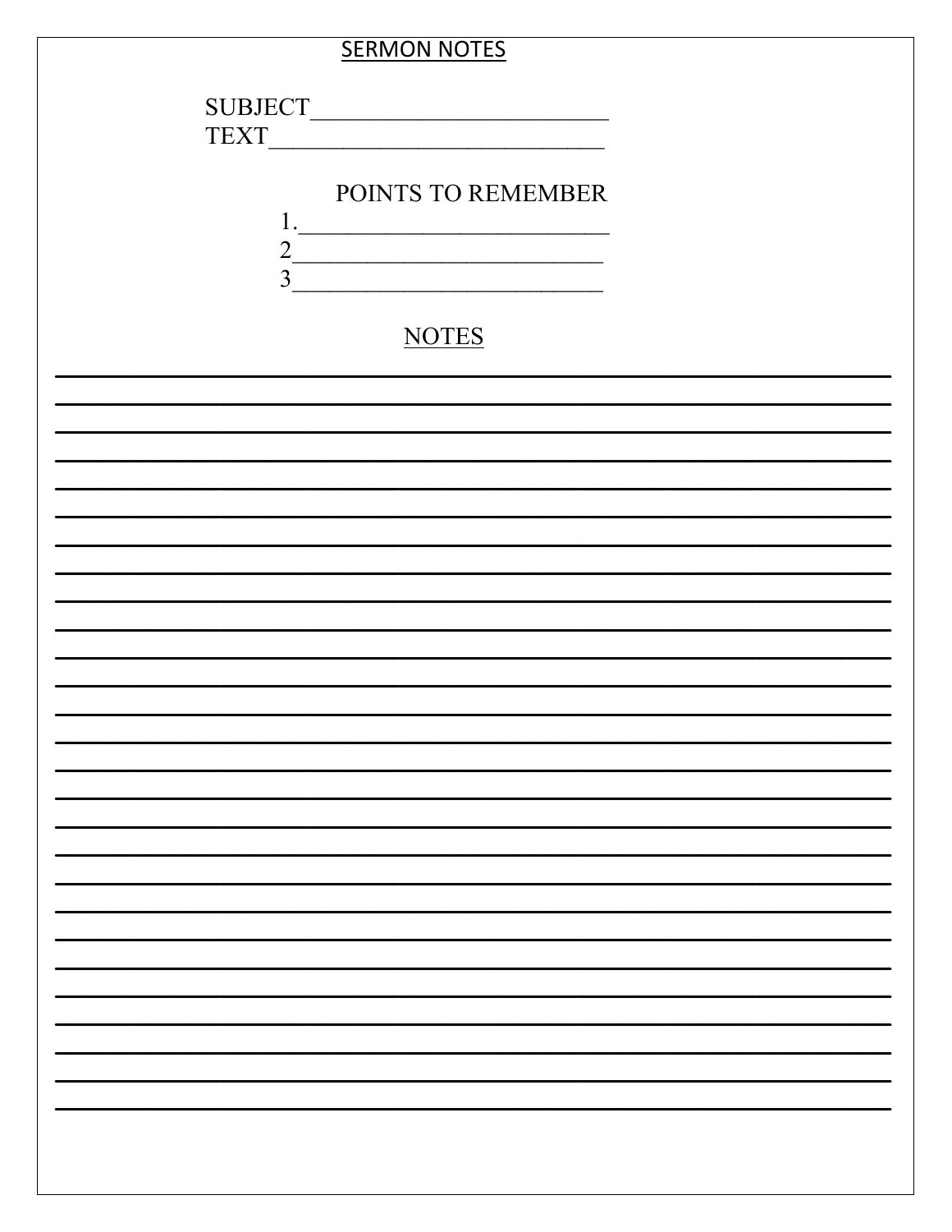## SERMON NOTES

SUBJECT________________________

TEXT___________________________

POINTS TO REMEMBER

1.__________________________

2__________________________

3__________________________

## NOTES

________________________________________________________________________________

________________________________________________________________________________

________________________________________________________________________________

________________________________________________________________________________

________________________________________________________________________________

________________________________________________________________________________

________________________________________________________________________________

________________________________________________________________________________

________________________________________________________________________________

________________________________________________________________________________

________________________________________________________________________________

________________________________________________________________________________

________________________________________________________________________________

________________________________________________________________________________

________________________________________________________________________________

________________________________________________________________________________

________________________________________________________________________________

________________________________________________________________________________

________________________________________________________________________________

________________________________________________________________________________

________________________________________________________________________________

________________________________________________________________________________

________________________________________________________________________________

________________________________________________________________________________

________________________________________________________________________________

________________________________________________________________________________

________________________________________________________________________________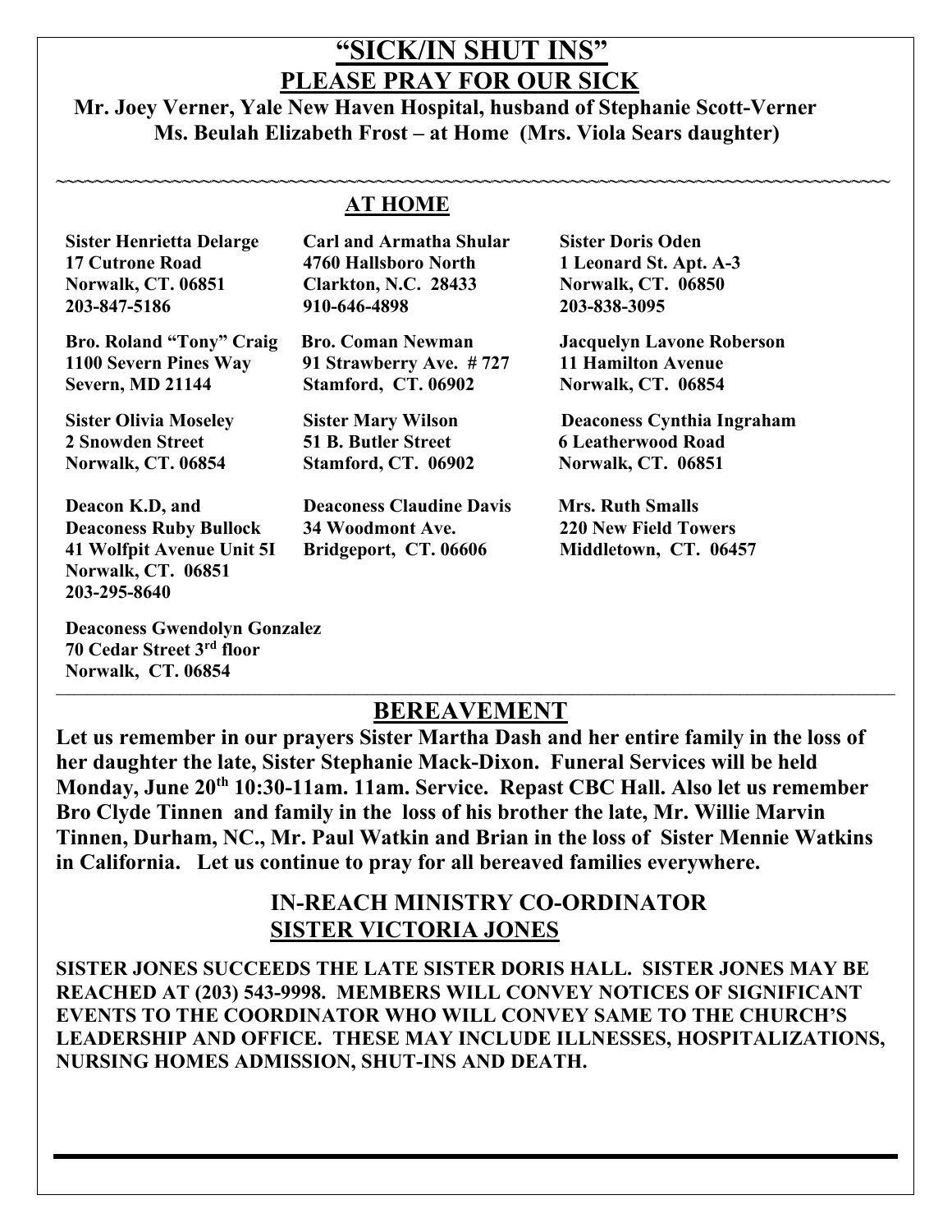# "SICK/IN SHUT INS"

## PLEASE PRAY FOR OUR SICK

**Mr. Joey Verner, Yale New Haven Hospital, husband of Stephanie Scott-Verner**
**Ms. Beulah Elizabeth Frost – at Home (Mrs. Viola Sears daughter)**

~~~~~~~~~~~~~~~~~~~~~~~~~~~~~~~~~~~~~~~~~~~~~~~~~~~~~~~~~~~~~~~~~~~~~~~~~~~~~~~~~~~~~~~~

## AT HOME

**Sister Henrietta Delarge**
**17 Cutrone Road**
**Norwalk, CT. 06851**
**203-847-5186**

**Carl and Armatha Shular**
**4760 Hallsboro North**
**Clarkton, N.C. 28433**
**910-646-4898**

**Sister Doris Oden**
**1 Leonard St. Apt. A-3**
**Norwalk, CT. 06850**
**203-838-3095**

**Bro. Roland "Tony" Craig**
**1100 Severn Pines Way**
**Severn, MD 21144**

**Bro. Coman Newman**
**91 Strawberry Ave. # 727**
**Stamford, CT. 06902**

**Jacquelyn Lavone Roberson**
**11 Hamilton Avenue**
**Norwalk, CT. 06854**

**Sister Olivia Moseley**
**2 Snowden Street**
**Norwalk, CT. 06854**

**Sister Mary Wilson**
**51 B. Butler Street**
**Stamford, CT. 06902**

**Deaconess Cynthia Ingraham**
**6 Leatherwood Road**
**Norwalk, CT. 06851**

**Deacon K.D, and**
**Deaconess Ruby Bullock**
**41 Wolfpit Avenue Unit 5I**
**Norwalk, CT. 06851**
**203-295-8640**

**Deaconess Claudine Davis**
**34 Woodmont Ave.**
**Bridgeport, CT. 06606**

**Mrs. Ruth Smalls**
**220 New Field Towers**
**Middletown, CT. 06457**

**Deaconess Gwendolyn Gonzalez**
**70 Cedar Street 3rd floor**
**Norwalk, CT. 06854**

---

## BEREAVEMENT

**Let us remember in our prayers Sister Martha Dash and her entire family in the loss of her daughter the late, Sister Stephanie Mack-Dixon. Funeral Services will be held Monday, June 20th 10:30-11am. 11am. Service. Repast CBC Hall. Also let us remember Bro Clyde Tinnen and family in the loss of his brother the late, Mr. Willie Marvin Tinnen, Durham, NC., Mr. Paul Watkin and Brian in the loss of Sister Mennie Watkins in California. Let us continue to pray for all bereaved families everywhere.**

## IN-REACH MINISTRY CO-ORDINATOR
## SISTER VICTORIA JONES

**SISTER JONES SUCCEEDS THE LATE SISTER DORIS HALL. SISTER JONES MAY BE REACHED AT (203) 543-9998. MEMBERS WILL CONVEY NOTICES OF SIGNIFICANT EVENTS TO THE COORDINATOR WHO WILL CONVEY SAME TO THE CHURCH'S LEADERSHIP AND OFFICE. THESE MAY INCLUDE ILLNESSES, HOSPITALIZATIONS, NURSING HOMES ADMISSION, SHUT-INS AND DEATH.**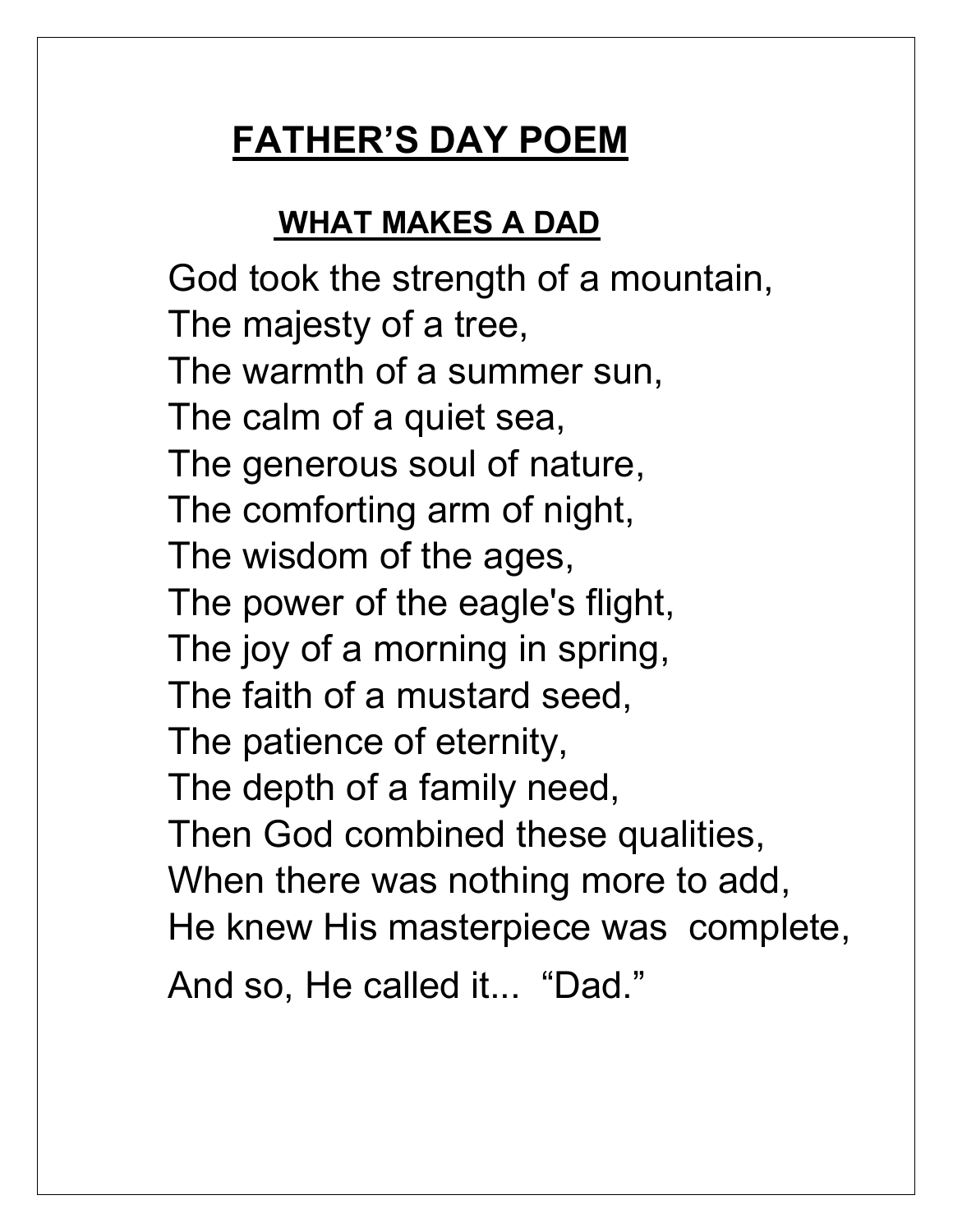# FATHER'S DAY POEM

## WHAT MAKES A DAD

God took the strength of a mountain,
The majesty of a tree,
The warmth of a summer sun,
The calm of a quiet sea,
The generous soul of nature,
The comforting arm of night,
The wisdom of the ages,
The power of the eagle's flight,
The joy of a morning in spring,
The faith of a mustard seed,
The patience of eternity,
The depth of a family need,
Then God combined these qualities,
When there was nothing more to add,
He knew His masterpiece was complete,
And so, He called it... "Dad."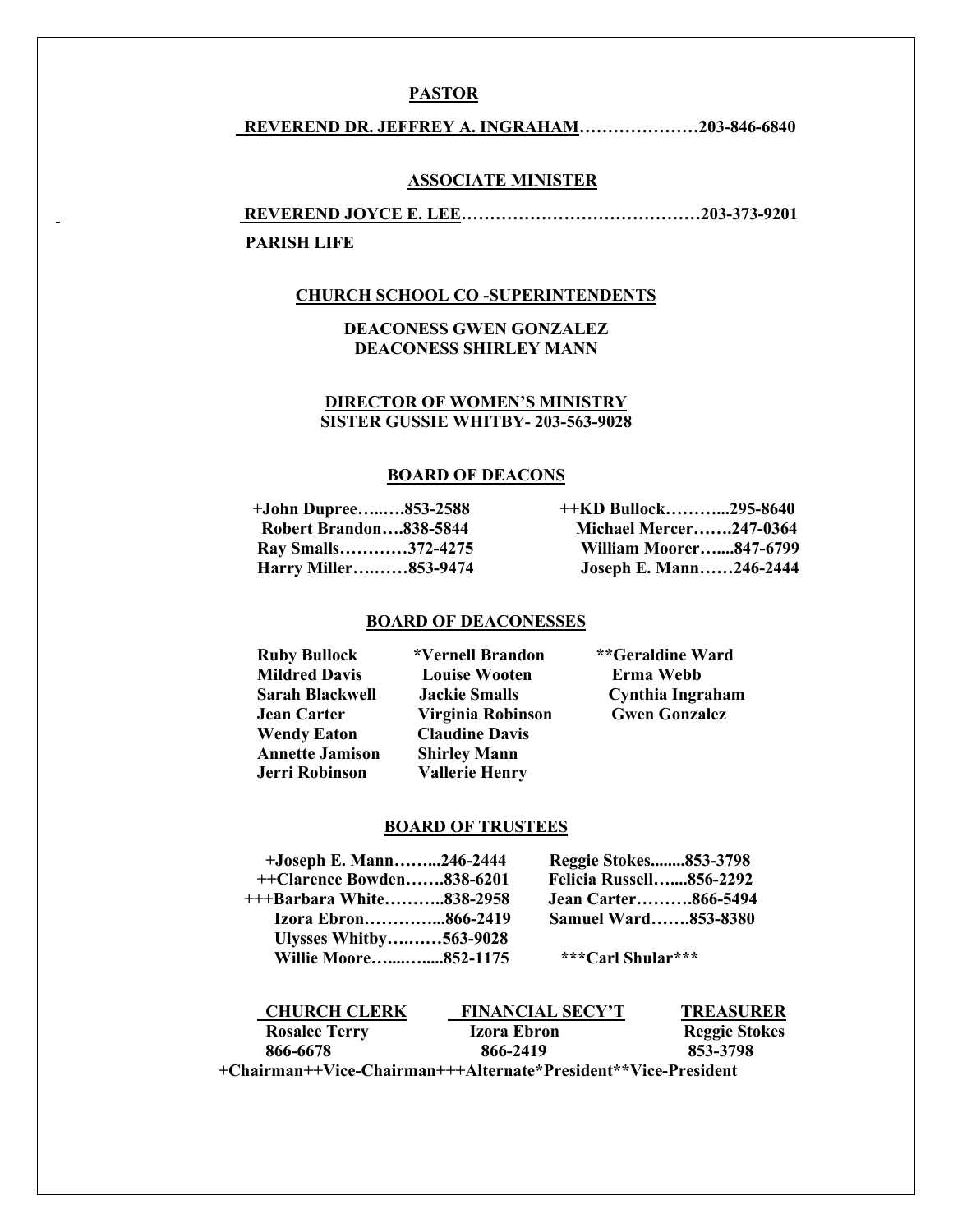## PASTOR

**REVEREND DR. JEFFREY A. INGRAHAM…………………203-846-6840**

## ASSOCIATE MINISTER

**REVEREND JOYCE E. LEE……………………………………203-373-9201**

**PARISH LIFE**

## CHURCH SCHOOL CO -SUPERINTENDENTS

**DEACONESS GWEN GONZALEZ**
**DEACONESS SHIRLEY MANN**

## DIRECTOR OF WOMEN'S MINISTRY

**SISTER GUSSIE WHITBY- 203-563-9028**

## BOARD OF DEACONS

| | |
|---|---|
| +John Dupree…..….853-2588 | ++KD Bullock………...295-8640 |
| Robert Brandon….838-5844 | Michael Mercer…….247-0364 |
| Ray Smalls…………372-4275 | William Moorer…....847-6799 |
| Harry Miller….……853-9474 | Joseph E. Mann……246-2444 |

## BOARD OF DEACONESSES

| | | |
|---|---|---|
| Ruby Bullock | *Vernell Brandon | **Geraldine Ward |
| Mildred Davis | Louise Wooten | Erma Webb |
| Sarah Blackwell | Jackie Smalls | Cynthia Ingraham |
| Jean Carter | Virginia Robinson | Gwen Gonzalez |
| Wendy Eaton | Claudine Davis | |
| Annette Jamison | Shirley Mann | |
| Jerri Robinson | Vallerie Henry | |

## BOARD OF TRUSTEES

| | |
|---|---|
| +Joseph E. Mann……...246-2444 | Reggie Stokes........853-3798 |
| ++Clarence Bowden…….838-6201 | Felicia Russell…....856-2292 |
| +++Barbara White………..838-2958 | Jean Carter……….866-5494 |
| Izora Ebron…………...866-2419 | Samuel Ward…….853-8380 |
| Ulysses Whitby….……563-9028 | |
| Willie Moore…...….....852-1175 | ***Carl Shular*** |

| CHURCH CLERK | FINANCIAL SECY'T | TREASURER |
|---|---|---|
| Rosalee Terry | Izora Ebron | Reggie Stokes |
| 866-6678 | 866-2419 | 853-3798 |

**+Chairman++Vice-Chairman+++Alternate*President**Vice-President**